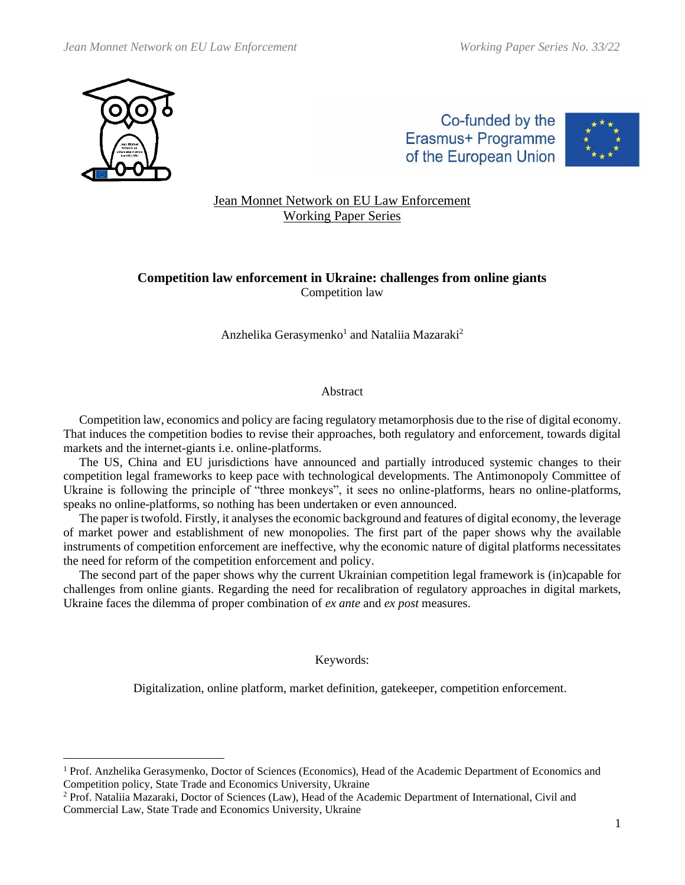Jean Monnet Network on EU Law Enforcement
Working Paper Series

# Competition law enforcement in Ukraine: challenges from online giants

Competition law

Anzhelika Gerasymenko[1] and Nataliia Mazaraki[2]

## Abstract

Competition law, economics and policy are facing regulatory metamorphosis due to the rise of digital economy. That induces the competition bodies to revise their approaches, both regulatory and enforcement, towards digital markets and the internet-giants i.e. online-platforms.

The US, China and EU jurisdictions have announced and partially introduced systemic changes to their competition legal frameworks to keep pace with technological developments. The Antimonopoly Committee of Ukraine is following the principle of "three monkeys", it sees no online-platforms, hears no online-platforms, speaks no online-platforms, so nothing has been undertaken or even announced.

The paper is twofold. Firstly, it analyses the economic background and features of digital economy, the leverage of market power and establishment of new monopolies. The first part of the paper shows why the available instruments of competition enforcement are ineffective, why the economic nature of digital platforms necessitates the need for reform of the competition enforcement and policy.

The second part of the paper shows why the current Ukrainian competition legal framework is (in)capable for challenges from online giants. Regarding the need for recalibration of regulatory approaches in digital markets, Ukraine faces the dilemma of proper combination of *ex ante* and *ex post* measures.

Keywords:

Digitalization, online platform, market definition, gatekeeper, competition enforcement.

---

[1] Prof. Anzhelika Gerasymenko, Doctor of Sciences (Economics), Head of the Academic Department of Economics and Competition policy, State Trade and Economics University, Ukraine

[2] Prof. Nataliia Mazaraki, Doctor of Sciences (Law), Head of the Academic Department of International, Civil and Commercial Law, State Trade and Economics University, Ukraine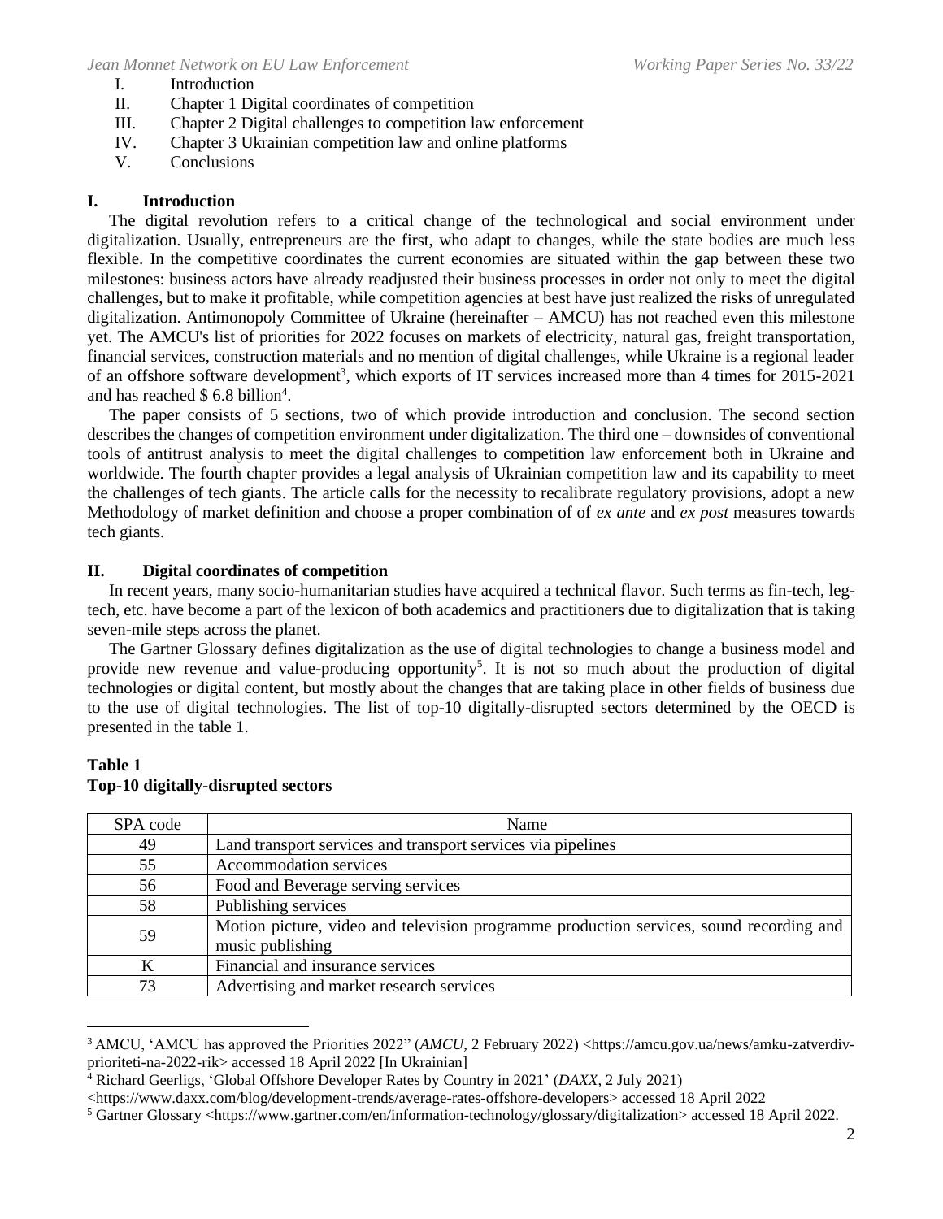I. Introduction
II. Chapter 1 Digital coordinates of competition
III. Chapter 2 Digital challenges to competition law enforcement
IV. Chapter 3 Ukrainian competition law and online platforms
V. Conclusions

## I. Introduction

The digital revolution refers to a critical change of the technological and social environment under digitalization. Usually, entrepreneurs are the first, who adapt to changes, while the state bodies are much less flexible. In the competitive coordinates the current economies are situated within the gap between these two milestones: business actors have already readjusted their business processes in order not only to meet the digital challenges, but to make it profitable, while competition agencies at best have just realized the risks of unregulated digitalization. Antimonopoly Committee of Ukraine (hereinafter – AMCU) has not reached even this milestone yet. The AMCU's list of priorities for 2022 focuses on markets of electricity, natural gas, freight transportation, financial services, construction materials and no mention of digital challenges, while Ukraine is a regional leader of an offshore software development[3], which exports of IT services increased more than 4 times for 2015-2021 and has reached $ 6.8 billion[4].

The paper consists of 5 sections, two of which provide introduction and conclusion. The second section describes the changes of competition environment under digitalization. The third one – downsides of conventional tools of antitrust analysis to meet the digital challenges to competition law enforcement both in Ukraine and worldwide. The fourth chapter provides a legal analysis of Ukrainian competition law and its capability to meet the challenges of tech giants. The article calls for the necessity to recalibrate regulatory provisions, adopt a new Methodology of market definition and choose a proper combination of of *ex ante* and *ex post* measures towards tech giants.

## II. Digital coordinates of competition

In recent years, many socio-humanitarian studies have acquired a technical flavor. Such terms as fin-tech, leg-tech, etc. have become a part of the lexicon of both academics and practitioners due to digitalization that is taking seven-mile steps across the planet.

The Gartner Glossary defines digitalization as the use of digital technologies to change a business model and provide new revenue and value-producing opportunity[5]. It is not so much about the production of digital technologies or digital content, but mostly about the changes that are taking place in other fields of business due to the use of digital technologies. The list of top-10 digitally-disrupted sectors determined by the OECD is presented in the table 1.

**Table 1**
**Top-10 digitally-disrupted sectors**

| SPA code | Name |
|---|---|
| 49 | Land transport services and transport services via pipelines |
| 55 | Accommodation services |
| 56 | Food and Beverage serving services |
| 58 | Publishing services |
| 59 | Motion picture, video and television programme production services, sound recording and music publishing |
| K | Financial and insurance services |
| 73 | Advertising and market research services |

[3] AMCU, 'AMCU has approved the Priorities 2022" (*AMCU*, 2 February 2022) <https://amcu.gov.ua/news/amku-zatverdiv-prioriteti-na-2022-rik> accessed 18 April 2022 [In Ukrainian]

[4] Richard Geerligs, 'Global Offshore Developer Rates by Country in 2021' (*DAXX*, 2 July 2021) <https://www.daxx.com/blog/development-trends/average-rates-offshore-developers> accessed 18 April 2022

[5] Gartner Glossary <https://www.gartner.com/en/information-technology/glossary/digitalization> accessed 18 April 2022.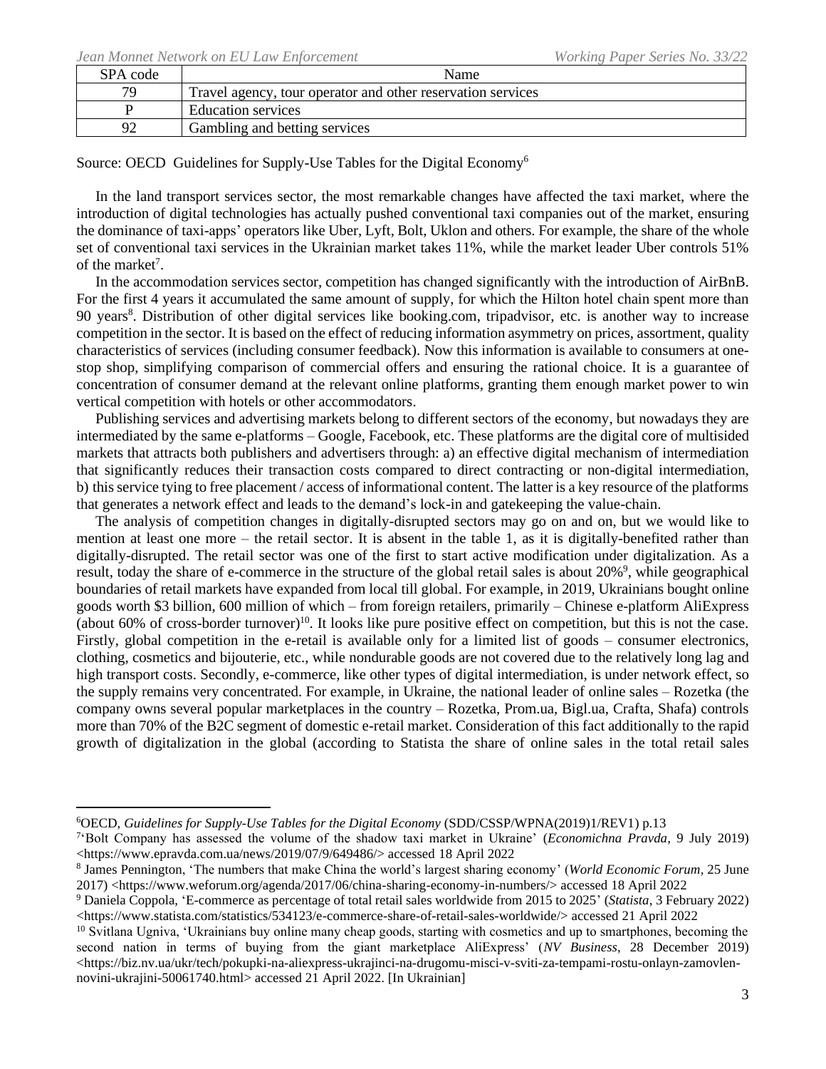| SPA code | Name |
|---|---|
| 79 | Travel agency, tour operator and other reservation services |
| P | Education services |
| 92 | Gambling and betting services |

Source: OECD Guidelines for Supply-Use Tables for the Digital Economy[6]

In the land transport services sector, the most remarkable changes have affected the taxi market, where the introduction of digital technologies has actually pushed conventional taxi companies out of the market, ensuring the dominance of taxi-apps' operators like Uber, Lyft, Bolt, Uklon and others. For example, the share of the whole set of conventional taxi services in the Ukrainian market takes 11%, while the market leader Uber controls 51% of the market[7].

In the accommodation services sector, competition has changed significantly with the introduction of AirBnB. For the first 4 years it accumulated the same amount of supply, for which the Hilton hotel chain spent more than 90 years[8]. Distribution of other digital services like booking.com, tripadvisor, etc. is another way to increase competition in the sector. It is based on the effect of reducing information asymmetry on prices, assortment, quality characteristics of services (including consumer feedback). Now this information is available to consumers at one-stop shop, simplifying comparison of commercial offers and ensuring the rational choice. It is a guarantee of concentration of consumer demand at the relevant online platforms, granting them enough market power to win vertical competition with hotels or other accommodators.

Publishing services and advertising markets belong to different sectors of the economy, but nowadays they are intermediated by the same e-platforms – Google, Facebook, etc. These platforms are the digital core of multisided markets that attracts both publishers and advertisers through: a) an effective digital mechanism of intermediation that significantly reduces their transaction costs compared to direct contracting or non-digital intermediation, b) this service tying to free placement / access of informational content. The latter is a key resource of the platforms that generates a network effect and leads to the demand's lock-in and gatekeeping the value-chain.

The analysis of competition changes in digitally-disrupted sectors may go on and on, but we would like to mention at least one more – the retail sector. It is absent in the table 1, as it is digitally-benefited rather than digitally-disrupted. The retail sector was one of the first to start active modification under digitalization. As a result, today the share of e-commerce in the structure of the global retail sales is about 20%[9], while geographical boundaries of retail markets have expanded from local till global. For example, in 2019, Ukrainians bought online goods worth $3 billion, 600 million of which – from foreign retailers, primarily – Chinese e-platform AliExpress (about 60% of cross-border turnover)[10]. It looks like pure positive effect on competition, but this is not the case. Firstly, global competition in the e-retail is available only for a limited list of goods – consumer electronics, clothing, cosmetics and bijouterie, etc., while nondurable goods are not covered due to the relatively long lag and high transport costs. Secondly, e-commerce, like other types of digital intermediation, is under network effect, so the supply remains very concentrated. For example, in Ukraine, the national leader of online sales – Rozetka (the company owns several popular marketplaces in the country – Rozetka, Prom.ua, Bigl.ua, Crafta, Shafa) controls more than 70% of the B2C segment of domestic e-retail market. Consideration of this fact additionally to the rapid growth of digitalization in the global (according to Statista the share of online sales in the total retail sales

---

[6] OECD, *Guidelines for Supply-Use Tables for the Digital Economy* (SDD/CSSP/WPNA(2019)1/REV1) p.13

[7] 'Bolt Company has assessed the volume of the shadow taxi market in Ukraine' (*Economichna Pravda*, 9 July 2019) <https://www.epravda.com.ua/news/2019/07/9/649486/> accessed 18 April 2022

[8] James Pennington, 'The numbers that make China the world's largest sharing economy' (*World Economic Forum*, 25 June 2017) <https://www.weforum.org/agenda/2017/06/china-sharing-economy-in-numbers/> accessed 18 April 2022

[9] Daniela Coppola, 'E-commerce as percentage of total retail sales worldwide from 2015 to 2025' (*Statista*, 3 February 2022) <https://www.statista.com/statistics/534123/e-commerce-share-of-retail-sales-worldwide/> accessed 21 April 2022

[10] Svitlana Ugniva, 'Ukrainians buy online many cheap goods, starting with cosmetics and up to smartphones, becoming the second nation in terms of buying from the giant marketplace AliExpress' (*NV Business*, 28 December 2019) <https://biz.nv.ua/ukr/tech/pokupki-na-aliexpress-ukrajinci-na-drugomu-misci-v-sviti-za-tempami-rostu-onlayn-zamovlen-novini-ukrajini-50061740.html> accessed 21 April 2022. [In Ukrainian]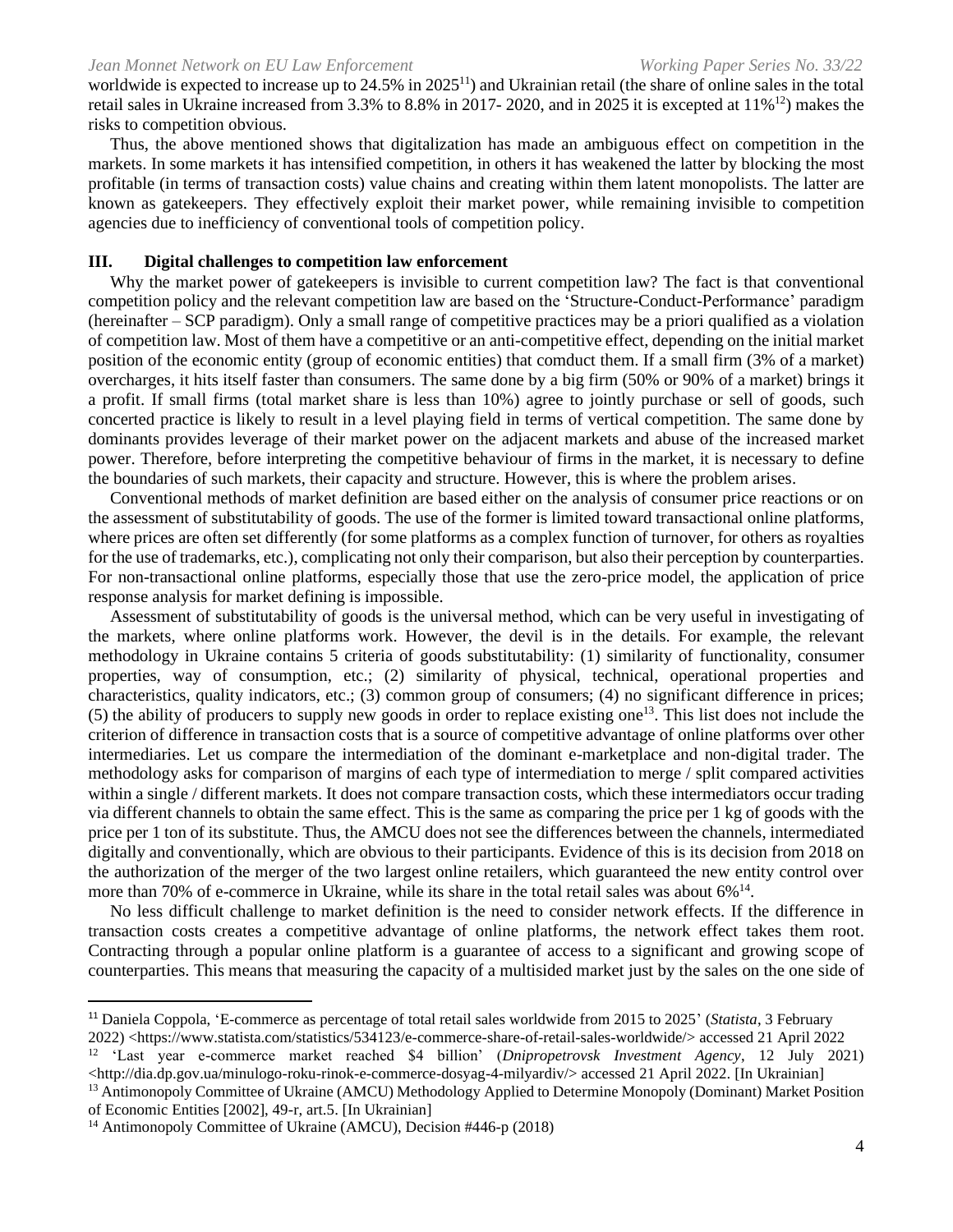worldwide is expected to increase up to 24.5% in 2025[11]) and Ukrainian retail (the share of online sales in the total retail sales in Ukraine increased from 3.3% to 8.8% in 2017- 2020, and in 2025 it is excepted at 11%[12]) makes the risks to competition obvious.

Thus, the above mentioned shows that digitalization has made an ambiguous effect on competition in the markets. In some markets it has intensified competition, in others it has weakened the latter by blocking the most profitable (in terms of transaction costs) value chains and creating within them latent monopolists. The latter are known as gatekeepers. They effectively exploit their market power, while remaining invisible to competition agencies due to inefficiency of conventional tools of competition policy.

## III. Digital challenges to competition law enforcement

Why the market power of gatekeepers is invisible to current competition law? The fact is that conventional competition policy and the relevant competition law are based on the 'Structure-Conduct-Performance' paradigm (hereinafter – SCP paradigm). Only a small range of competitive practices may be a priori qualified as a violation of competition law. Most of them have a competitive or an anti-competitive effect, depending on the initial market position of the economic entity (group of economic entities) that comduct them. If a small firm (3% of a market) overcharges, it hits itself faster than consumers. The same done by a big firm (50% or 90% of a market) brings it a profit. If small firms (total market share is less than 10%) agree to jointly purchase or sell of goods, such concerted practice is likely to result in a level playing field in terms of vertical competition. The same done by dominants provides leverage of their market power on the adjacent markets and abuse of the increased market power. Therefore, before interpreting the competitive behaviour of firms in the market, it is necessary to define the boundaries of such markets, their capacity and structure. However, this is where the problem arises.

Conventional methods of market definition are based either on the analysis of consumer price reactions or on the assessment of substitutability of goods. The use of the former is limited toward transactional online platforms, where prices are often set differently (for some platforms as a complex function of turnover, for others as royalties for the use of trademarks, etc.), complicating not only their comparison, but also their perception by counterparties. For non-transactional online platforms, especially those that use the zero-price model, the application of price response analysis for market defining is impossible.

Assessment of substitutability of goods is the universal method, which can be very useful in investigating of the markets, where online platforms work. However, the devil is in the details. For example, the relevant methodology in Ukraine contains 5 criteria of goods substitutability: (1) similarity of functionality, consumer properties, way of consumption, etc.; (2) similarity of physical, technical, operational properties and characteristics, quality indicators, etc.; (3) common group of consumers; (4) no significant difference in prices; (5) the ability of producers to supply new goods in order to replace existing one[13]. This list does not include the criterion of difference in transaction costs that is a source of competitive advantage of online platforms over other intermediaries. Let us compare the intermediation of the dominant e-marketplace and non-digital trader. The methodology asks for comparison of margins of each type of intermediation to merge / split compared activities within a single / different markets. It does not compare transaction costs, which these intermediators occur trading via different channels to obtain the same effect. This is the same as comparing the price per 1 kg of goods with the price per 1 ton of its substitute. Thus, the AMCU does not see the differences between the channels, intermediated digitally and conventionally, which are obvious to their participants. Evidence of this is its decision from 2018 on the authorization of the merger of the two largest online retailers, which guaranteed the new entity control over more than 70% of e-commerce in Ukraine, while its share in the total retail sales was about 6%[14].

No less difficult challenge to market definition is the need to consider network effects. If the difference in transaction costs creates a competitive advantage of online platforms, the network effect takes them root. Contracting through a popular online platform is a guarantee of access to a significant and growing scope of counterparties. This means that measuring the capacity of a multisided market just by the sales on the one side of

---

[11] Daniela Coppola, 'E-commerce as percentage of total retail sales worldwide from 2015 to 2025' (*Statista*, 3 February 2022) <https://www.statista.com/statistics/534123/e-commerce-share-of-retail-sales-worldwide/> accessed 21 April 2022

[12] 'Last year e-commerce market reached $4 billion' (*Dnipropetrovsk Investment Agency*, 12 July 2021) <http://dia.dp.gov.ua/minulogo-roku-rinok-e-commerce-dosyag-4-milyardiv/> accessed 21 April 2022. [In Ukrainian]

[13] Antimonopoly Committee of Ukraine (AMCU) Methodology Applied to Determine Monopoly (Dominant) Market Position of Economic Entities [2002], 49-r, art.5. [In Ukrainian]

[14] Antimonopoly Committee of Ukraine (AMCU), Decision #446-p (2018)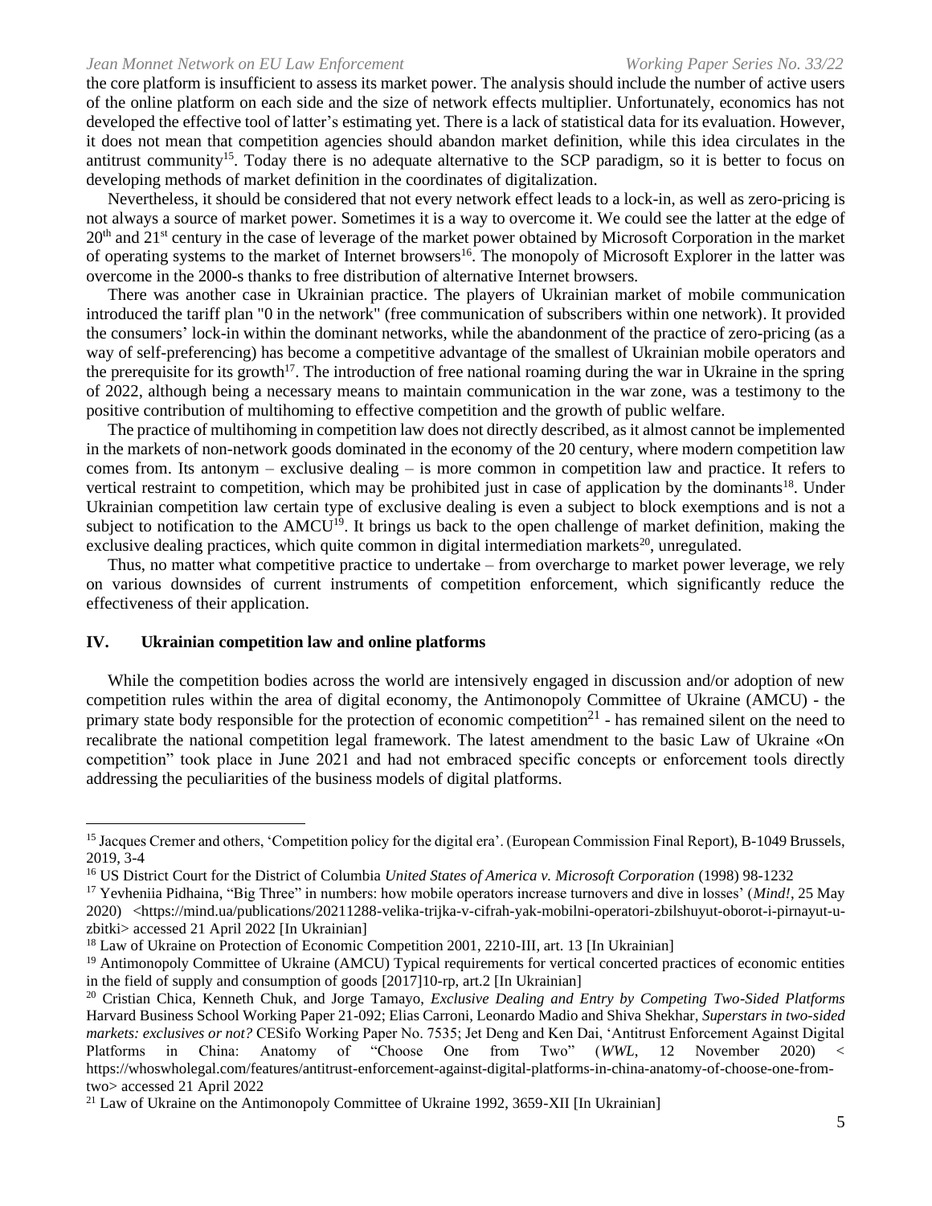the core platform is insufficient to assess its market power. The analysis should include the number of active users of the online platform on each side and the size of network effects multiplier. Unfortunately, economics has not developed the effective tool of latter's estimating yet. There is a lack of statistical data for its evaluation. However, it does not mean that competition agencies should abandon market definition, while this idea circulates in the antitrust community[15]. Today there is no adequate alternative to the SCP paradigm, so it is better to focus on developing methods of market definition in the coordinates of digitalization.

Nevertheless, it should be considered that not every network effect leads to a lock-in, as well as zero-pricing is not always a source of market power. Sometimes it is a way to overcome it. We could see the latter at the edge of 20th and 21st century in the case of leverage of the market power obtained by Microsoft Corporation in the market of operating systems to the market of Internet browsers[16]. The monopoly of Microsoft Explorer in the latter was overcome in the 2000-s thanks to free distribution of alternative Internet browsers.

There was another case in Ukrainian practice. The players of Ukrainian market of mobile communication introduced the tariff plan "0 in the network" (free communication of subscribers within one network). It provided the consumers' lock-in within the dominant networks, while the abandonment of the practice of zero-pricing (as a way of self-preferencing) has become a competitive advantage of the smallest of Ukrainian mobile operators and the prerequisite for its growth[17]. The introduction of free national roaming during the war in Ukraine in the spring of 2022, although being a necessary means to maintain communication in the war zone, was a testimony to the positive contribution of multihoming to effective competition and the growth of public welfare.

The practice of multihoming in competition law does not directly described, as it almost cannot be implemented in the markets of non-network goods dominated in the economy of the 20 century, where modern competition law comes from. Its antonym – exclusive dealing – is more common in competition law and practice. It refers to vertical restraint to competition, which may be prohibited just in case of application by the dominants[18]. Under Ukrainian competition law certain type of exclusive dealing is even a subject to block exemptions and is not a subject to notification to the AMCU[19]. It brings us back to the open challenge of market definition, making the exclusive dealing practices, which quite common in digital intermediation markets[20], unregulated.

Thus, no matter what competitive practice to undertake – from overcharge to market power leverage, we rely on various downsides of current instruments of competition enforcement, which significantly reduce the effectiveness of their application.

## IV. Ukrainian competition law and online platforms

While the competition bodies across the world are intensively engaged in discussion and/or adoption of new competition rules within the area of digital economy, the Antimonopoly Committee of Ukraine (AMCU) - the primary state body responsible for the protection of economic competition[21] - has remained silent on the need to recalibrate the national competition legal framework. The latest amendment to the basic Law of Ukraine «On competition" took place in June 2021 and had not embraced specific concepts or enforcement tools directly addressing the peculiarities of the business models of digital platforms.

---

[15] Jacques Cremer and others, 'Competition policy for the digital era'. (European Commission Final Report), B-1049 Brussels, 2019, 3-4

[16] US District Court for the District of Columbia *United States of America v. Microsoft Corporation* (1998) 98-1232

[17] Yevheniia Pidhaina, "Big Three" in numbers: how mobile operators increase turnovers and dive in losses' (*Mind!*, 25 May 2020) <https://mind.ua/publications/20211288-velika-trijka-v-cifrah-yak-mobilni-operatori-zbilshuyut-oborot-i-pirnayut-u-zbitki> accessed 21 April 2022 [In Ukrainian]

[18] Law of Ukraine on Protection of Economic Competition 2001, 2210-III, art. 13 [In Ukrainian]

[19] Antimonopoly Committee of Ukraine (AMCU) Typical requirements for vertical concerted practices of economic entities in the field of supply and consumption of goods [2017]10-rp, art.2 [In Ukrainian]

[20] Cristian Chica, Kenneth Chuk, and Jorge Tamayo, *Exclusive Dealing and Entry by Competing Two-Sided Platforms* Harvard Business School Working Paper 21-092; Elias Carroni, Leonardo Madio and Shiva Shekhar, *Superstars in two-sided markets: exclusives or not?* CESifo Working Paper No. 7535; Jet Deng and Ken Dai, 'Antitrust Enforcement Against Digital Platforms in China: Anatomy of "Choose One from Two" (*WWL*, 12 November 2020) < https://whoswholegal.com/features/antitrust-enforcement-against-digital-platforms-in-china-anatomy-of-choose-one-from-two> accessed 21 April 2022

[21] Law of Ukraine on the Antimonopoly Committee of Ukraine 1992, 3659-XII [In Ukrainian]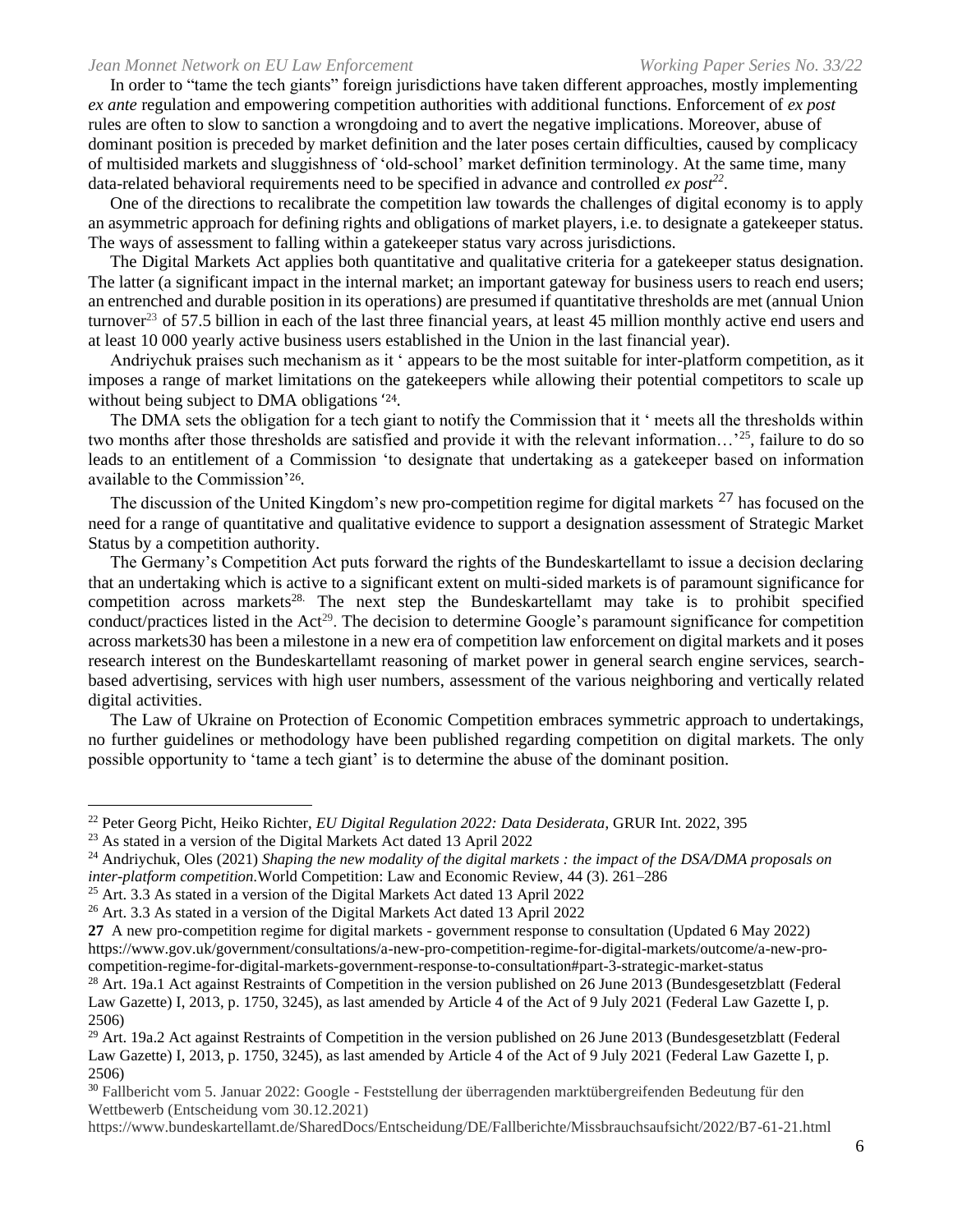In order to "tame the tech giants" foreign jurisdictions have taken different approaches, mostly implementing *ex ante* regulation and empowering competition authorities with additional functions. Enforcement of *ex post* rules are often to slow to sanction a wrongdoing and to avert the negative implications. Moreover, abuse of dominant position is preceded by market definition and the later poses certain difficulties, caused by complicacy of multisided markets and sluggishness of 'old-school' market definition terminology. At the same time, many data-related behavioral requirements need to be specified in advance and controlled *ex post*[22].

One of the directions to recalibrate the competition law towards the challenges of digital economy is to apply an asymmetric approach for defining rights and obligations of market players, i.e. to designate a gatekeeper status. The ways of assessment to falling within a gatekeeper status vary across jurisdictions.

The Digital Markets Act applies both quantitative and qualitative criteria for a gatekeeper status designation. The latter (a significant impact in the internal market; an important gateway for business users to reach end users; an entrenched and durable position in its operations) are presumed if quantitative thresholds are met (annual Union turnover[23] of 57.5 billion in each of the last three financial years, at least 45 million monthly active end users and at least 10 000 yearly active business users established in the Union in the last financial year).

Andriychuk praises such mechanism as it ' appears to be the most suitable for inter-platform competition, as it imposes a range of market limitations on the gatekeepers while allowing their potential competitors to scale up without being subject to DMA obligations '[24].

The DMA sets the obligation for a tech giant to notify the Commission that it ' meets all the thresholds within two months after those thresholds are satisfied and provide it with the relevant information…'[25], failure to do so leads to an entitlement of a Commission 'to designate that undertaking as a gatekeeper based on information available to the Commission'[26].

The discussion of the United Kingdom's new pro-competition regime for digital markets [27] has focused on the need for a range of quantitative and qualitative evidence to support a designation assessment of Strategic Market Status by a competition authority.

The Germany's Competition Act puts forward the rights of the Bundeskartellamt to issue a decision declaring that an undertaking which is active to a significant extent on multi-sided markets is of paramount significance for competition across markets[28]. The next step the Bundeskartellamt may take is to prohibit specified conduct/practices listed in the Act[29]. The decision to determine Google's paramount significance for competition across markets30 has been a milestone in a new era of competition law enforcement on digital markets and it poses research interest on the Bundeskartellamt reasoning of market power in general search engine services, search-based advertising, services with high user numbers, assessment of the various neighboring and vertically related digital activities.

The Law of Ukraine on Protection of Economic Competition embraces symmetric approach to undertakings, no further guidelines or methodology have been published regarding competition on digital markets. The only possible opportunity to 'tame a tech giant' is to determine the abuse of the dominant position.

---

[22] Peter Georg Picht, Heiko Richter, *EU Digital Regulation 2022: Data Desiderata*, GRUR Int. 2022, 395

[23] As stated in a version of the Digital Markets Act dated 13 April 2022

[24] Andriychuk, Oles (2021) *Shaping the new modality of the digital markets : the impact of the DSA/DMA proposals on inter-platform competition.* World Competition: Law and Economic Review, 44 (3). 261–286

[25] Art. 3.3 As stated in a version of the Digital Markets Act dated 13 April 2022

[26] Art. 3.3 As stated in a version of the Digital Markets Act dated 13 April 2022

**27** A new pro-competition regime for digital markets - government response to consultation (Updated 6 May 2022) https://www.gov.uk/government/consultations/a-new-pro-competition-regime-for-digital-markets/outcome/a-new-pro-competition-regime-for-digital-markets-government-response-to-consultation#part-3-strategic-market-status

[28] Art. 19a.1 Act against Restraints of Competition in the version published on 26 June 2013 (Bundesgesetzblatt (Federal Law Gazette) I, 2013, p. 1750, 3245), as last amended by Article 4 of the Act of 9 July 2021 (Federal Law Gazette I, p. 2506)

[29] Art. 19a.2 Act against Restraints of Competition in the version published on 26 June 2013 (Bundesgesetzblatt (Federal Law Gazette) I, 2013, p. 1750, 3245), as last amended by Article 4 of the Act of 9 July 2021 (Federal Law Gazette I, p. 2506)

[30] Fallbericht vom 5. Januar 2022: Google - Feststellung der überragenden marktübergreifenden Bedeutung für den Wettbewerb (Entscheidung vom 30.12.2021)
https://www.bundeskartellamt.de/SharedDocs/Entscheidung/DE/Fallberichte/Missbrauchsaufsicht/2022/B7-61-21.html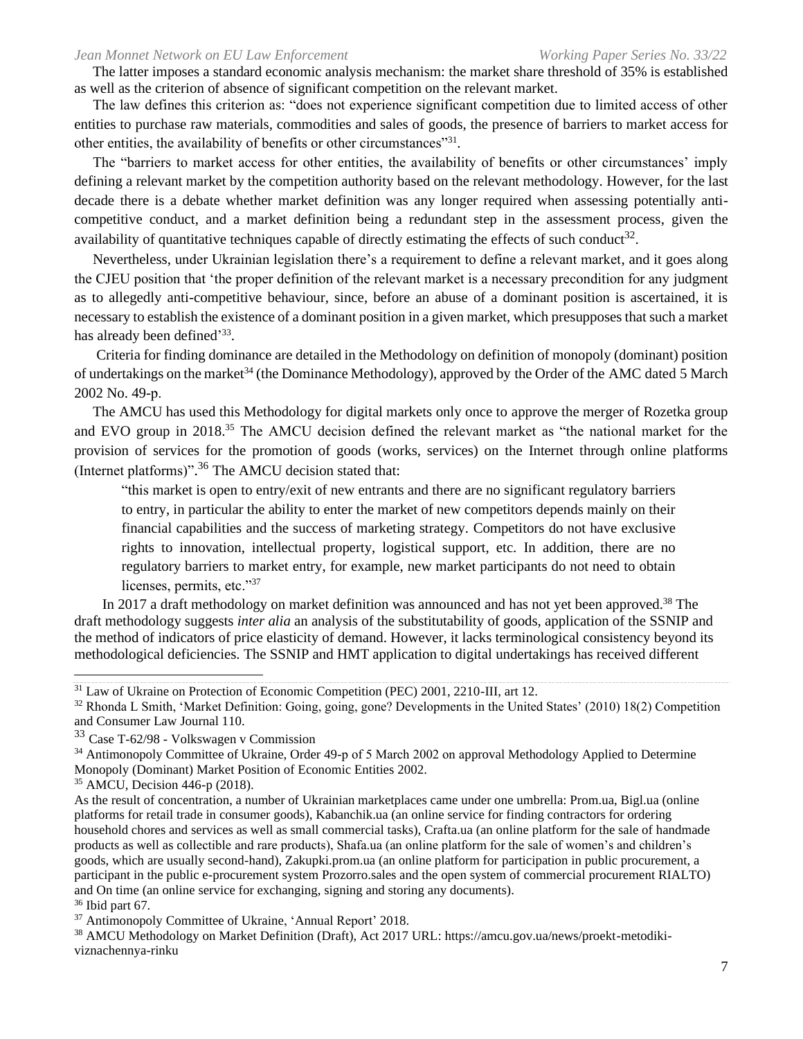The latter imposes a standard economic analysis mechanism: the market share threshold of 35% is established as well as the criterion of absence of significant competition on the relevant market.

The law defines this criterion as: "does not experience significant competition due to limited access of other entities to purchase raw materials, commodities and sales of goods, the presence of barriers to market access for other entities, the availability of benefits or other circumstances"[31].

The "barriers to market access for other entities, the availability of benefits or other circumstances' imply defining a relevant market by the competition authority based on the relevant methodology. However, for the last decade there is a debate whether market definition was any longer required when assessing potentially anti-competitive conduct, and a market definition being a redundant step in the assessment process, given the availability of quantitative techniques capable of directly estimating the effects of such conduct[32].

Nevertheless, under Ukrainian legislation there's a requirement to define a relevant market, and it goes along the CJEU position that 'the proper definition of the relevant market is a necessary precondition for any judgment as to allegedly anti-competitive behaviour, since, before an abuse of a dominant position is ascertained, it is necessary to establish the existence of a dominant position in a given market, which presupposes that such a market has already been defined'[33].

Criteria for finding dominance are detailed in the Methodology on definition of monopoly (dominant) position of undertakings on the market[34] (the Dominance Methodology), approved by the Order of the AMC dated 5 March 2002 No. 49-p.

The AMCU has used this Methodology for digital markets only once to approve the merger of Rozetka group and EVO group in 2018.[35] The AMCU decision defined the relevant market as "the national market for the provision of services for the promotion of goods (works, services) on the Internet through online platforms (Internet platforms)".[36] The AMCU decision stated that:

> "this market is open to entry/exit of new entrants and there are no significant regulatory barriers to entry, in particular the ability to enter the market of new competitors depends mainly on their financial capabilities and the success of marketing strategy. Competitors do not have exclusive rights to innovation, intellectual property, logistical support, etc. In addition, there are no regulatory barriers to market entry, for example, new market participants do not need to obtain licenses, permits, etc."[37]

In 2017 a draft methodology on market definition was announced and has not yet been approved.[38] The draft methodology suggests *inter alia* an analysis of the substitutability of goods, application of the SSNIP and the method of indicators of price elasticity of demand. However, it lacks terminological consistency beyond its methodological deficiencies. The SSNIP and HMT application to digital undertakings has received different

---

[31] Law of Ukraine on Protection of Economic Competition (PEC) 2001, 2210-III, art 12.

[32] Rhonda L Smith, 'Market Definition: Going, going, gone? Developments in the United States' (2010) 18(2) Competition and Consumer Law Journal 110.

[33] Case T-62/98 - Volkswagen v Commission

[34] Antimonopoly Committee of Ukraine, Order 49-p of 5 March 2002 on approval Methodology Applied to Determine Monopoly (Dominant) Market Position of Economic Entities 2002.

[35] AMCU, Decision 446-p (2018).

As the result of concentration, a number of Ukrainian marketplaces came under one umbrella: Prom.ua, Bigl.ua (online platforms for retail trade in consumer goods), Kabanchik.ua (an online service for finding contractors for ordering household chores and services as well as small commercial tasks), Crafta.ua (an online platform for the sale of handmade products as well as collectible and rare products), Shafa.ua (an online platform for the sale of women's and children's goods, which are usually second-hand), Zakupki.prom.ua (an online platform for participation in public procurement, a participant in the public e-procurement system Prozorro.sales and the open system of commercial procurement RIALTO) and On time (an online service for exchanging, signing and storing any documents).

[36] Ibid part 67.

[37] Antimonopoly Committee of Ukraine, 'Annual Report' 2018.

[38] AMCU Methodology on Market Definition (Draft), Act 2017 URL: https://amcu.gov.ua/news/proekt-metodiki-viznachennya-rinku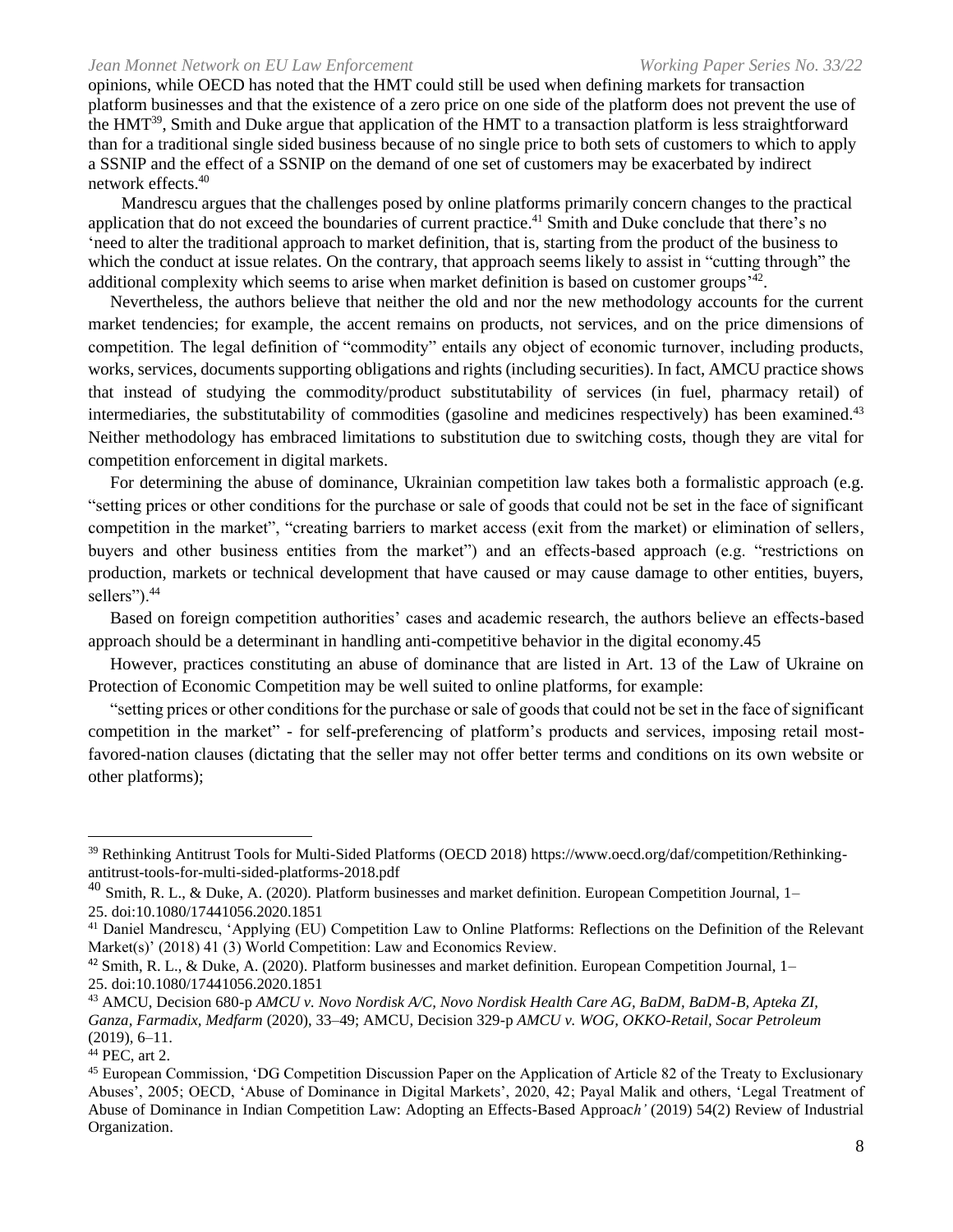opinions, while OECD has noted that the HMT could still be used when defining markets for transaction platform businesses and that the existence of a zero price on one side of the platform does not prevent the use of the HMT[39], Smith and Duke argue that application of the HMT to a transaction platform is less straightforward than for a traditional single sided business because of no single price to both sets of customers to which to apply a SSNIP and the effect of a SSNIP on the demand of one set of customers may be exacerbated by indirect network effects.[40]

Mandrescu argues that the challenges posed by online platforms primarily concern changes to the practical application that do not exceed the boundaries of current practice.[41] Smith and Duke conclude that there's no 'need to alter the traditional approach to market definition, that is, starting from the product of the business to which the conduct at issue relates. On the contrary, that approach seems likely to assist in "cutting through" the additional complexity which seems to arise when market definition is based on customer groups'[42].

Nevertheless, the authors believe that neither the old and nor the new methodology accounts for the current market tendencies; for example, the accent remains on products, not services, and on the price dimensions of competition. The legal definition of "commodity" entails any object of economic turnover, including products, works, services, documents supporting obligations and rights (including securities). In fact, AMCU practice shows that instead of studying the commodity/product substitutability of services (in fuel, pharmacy retail) of intermediaries, the substitutability of commodities (gasoline and medicines respectively) has been examined.[43] Neither methodology has embraced limitations to substitution due to switching costs, though they are vital for competition enforcement in digital markets.

For determining the abuse of dominance, Ukrainian competition law takes both a formalistic approach (e.g. "setting prices or other conditions for the purchase or sale of goods that could not be set in the face of significant competition in the market", "creating barriers to market access (exit from the market) or elimination of sellers, buyers and other business entities from the market") and an effects-based approach (e.g. "restrictions on production, markets or technical development that have caused or may cause damage to other entities, buyers, sellers").[44]

Based on foreign competition authorities' cases and academic research, the authors believe an effects-based approach should be a determinant in handling anti-competitive behavior in the digital economy.45

However, practices constituting an abuse of dominance that are listed in Art. 13 of the Law of Ukraine on Protection of Economic Competition may be well suited to online platforms, for example:

"setting prices or other conditions for the purchase or sale of goods that could not be set in the face of significant competition in the market" - for self-preferencing of platform's products and services, imposing retail most-favored-nation clauses (dictating that the seller may not offer better terms and conditions on its own website or other platforms);

---

[39] Rethinking Antitrust Tools for Multi-Sided Platforms (OECD 2018) https://www.oecd.org/daf/competition/Rethinking-antitrust-tools-for-multi-sided-platforms-2018.pdf

[40] Smith, R. L., & Duke, A. (2020). Platform businesses and market definition. European Competition Journal, 1–25. doi:10.1080/17441056.2020.1851

[41] Daniel Mandrescu, 'Applying (EU) Competition Law to Online Platforms: Reflections on the Definition of the Relevant Market(s)' (2018) 41 (3) World Competition: Law and Economics Review.

[42] Smith, R. L., & Duke, A. (2020). Platform businesses and market definition. European Competition Journal, 1–25. doi:10.1080/17441056.2020.1851

[43] AMCU, Decision 680-p *AMCU v. Novo Nordisk A/C, Novo Nordisk Health Care AG, BaDM, BaDM-B, Apteka ZI, Ganza, Farmadix, Medfarm* (2020), 33–49; AMCU, Decision 329-p *AMCU v. WOG, OKKO-Retail, Socar Petroleum* (2019), 6–11.

[44] PEC, art 2.

[45] European Commission, 'DG Competition Discussion Paper on the Application of Article 82 of the Treaty to Exclusionary Abuses', 2005; OECD, 'Abuse of Dominance in Digital Markets', 2020, 42; Payal Malik and others, 'Legal Treatment of Abuse of Dominance in Indian Competition Law: Adopting an Effects-Based Approac*h'* (2019) 54(2) Review of Industrial Organization.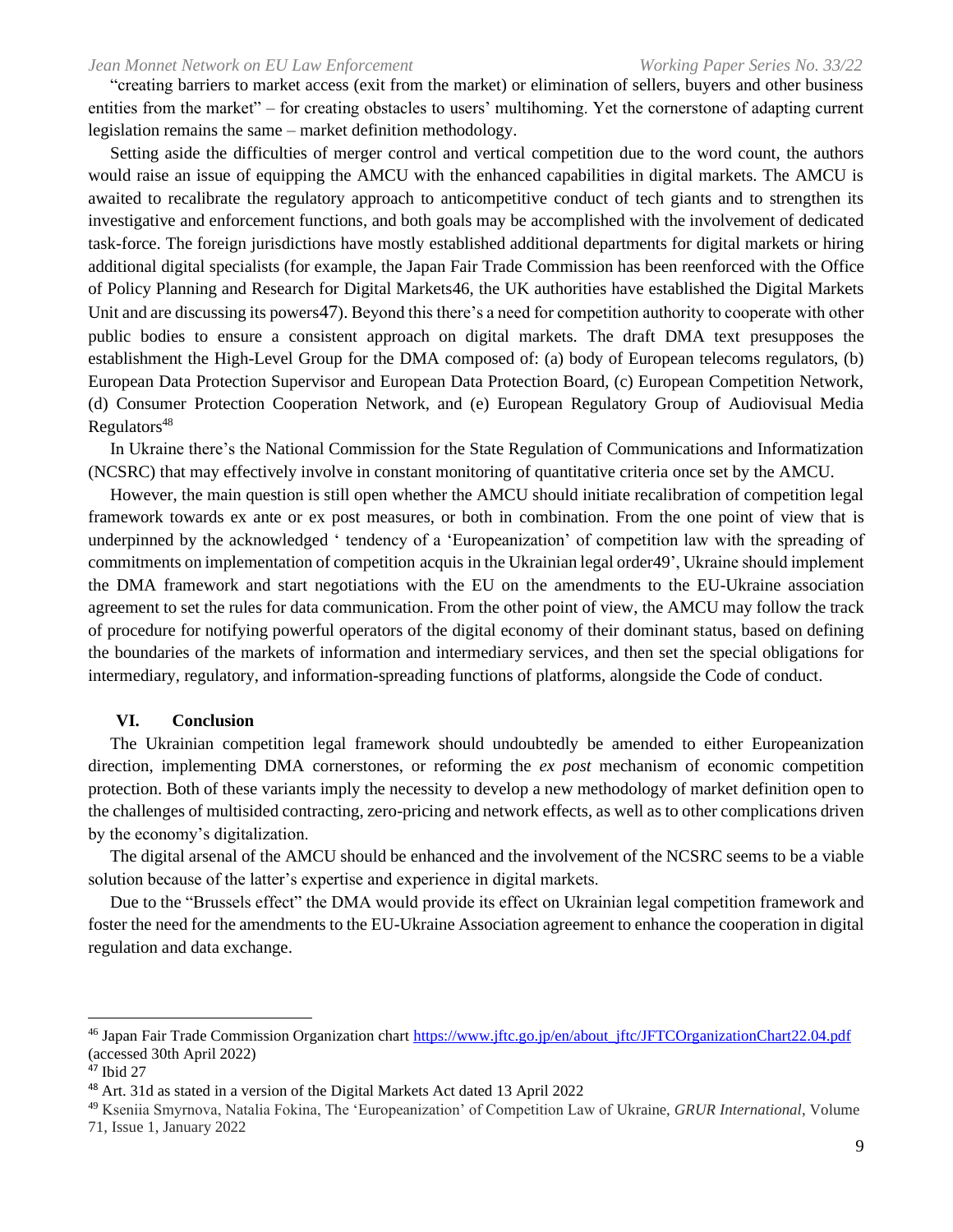"creating barriers to market access (exit from the market) or elimination of sellers, buyers and other business entities from the market" – for creating obstacles to users' multihoming. Yet the cornerstone of adapting current legislation remains the same – market definition methodology.

Setting aside the difficulties of merger control and vertical competition due to the word count, the authors would raise an issue of equipping the AMCU with the enhanced capabilities in digital markets. The AMCU is awaited to recalibrate the regulatory approach to anticompetitive conduct of tech giants and to strengthen its investigative and enforcement functions, and both goals may be accomplished with the involvement of dedicated task-force. The foreign jurisdictions have mostly established additional departments for digital markets or hiring additional digital specialists (for example, the Japan Fair Trade Commission has been reenforced with the Office of Policy Planning and Research for Digital Markets[46], the UK authorities have established the Digital Markets Unit and are discussing its powers[47]). Beyond this there's a need for competition authority to cooperate with other public bodies to ensure a consistent approach on digital markets. The draft DMA text presupposes the establishment the High-Level Group for the DMA composed of: (a) body of European telecoms regulators, (b) European Data Protection Supervisor and European Data Protection Board, (c) European Competition Network, (d) Consumer Protection Cooperation Network, and (e) European Regulatory Group of Audiovisual Media Regulators[48]

In Ukraine there's the National Commission for the State Regulation of Communications and Informatization (NCSRC) that may effectively involve in constant monitoring of quantitative criteria once set by the AMCU.

However, the main question is still open whether the AMCU should initiate recalibration of competition legal framework towards ex ante or ex post measures, or both in combination. From the one point of view that is underpinned by the acknowledged ' tendency of a 'Europeanization' of competition law with the spreading of commitments on implementation of competition acquis in the Ukrainian legal order[49]', Ukraine should implement the DMA framework and start negotiations with the EU on the amendments to the EU-Ukraine association agreement to set the rules for data communication. From the other point of view, the AMCU may follow the track of procedure for notifying powerful operators of the digital economy of their dominant status, based on defining the boundaries of the markets of information and intermediary services, and then set the special obligations for intermediary, regulatory, and information-spreading functions of platforms, alongside the Code of conduct.

## VI. Conclusion

The Ukrainian competition legal framework should undoubtedly be amended to either Europeanization direction, implementing DMA cornerstones, or reforming the *ex post* mechanism of economic competition protection. Both of these variants imply the necessity to develop a new methodology of market definition open to the challenges of multisided contracting, zero-pricing and network effects, as well as to other complications driven by the economy's digitalization.

The digital arsenal of the AMCU should be enhanced and the involvement of the NCSRC seems to be a viable solution because of the latter's expertise and experience in digital markets.

Due to the "Brussels effect" the DMA would provide its effect on Ukrainian legal competition framework and foster the need for the amendments to the EU-Ukraine Association agreement to enhance the cooperation in digital regulation and data exchange.

---

[46] Japan Fair Trade Commission Organization chart https://www.jftc.go.jp/en/about_jftc/JFTCOrganizationChart22.04.pdf (accessed 30th April 2022)

[47] Ibid 27

[48] Art. 31d as stated in a version of the Digital Markets Act dated 13 April 2022

[49] Kseniia Smyrnova, Natalia Fokina, The 'Europeanization' of Competition Law of Ukraine, *GRUR International*, Volume 71, Issue 1, January 2022